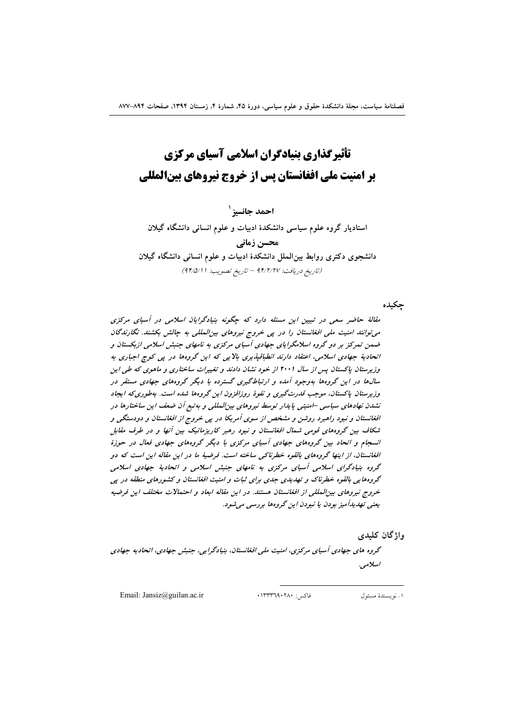# تأثیرگذاری بنیادگران اسلامی آسیای مرکزی بر امنیت ملی افغانستان پس از خروج نیروهای بین‌المللی

**احمد جانسیز**[1]

استادیار گروه علوم سیاسی دانشکدهٔ ادبیات و علوم انسانی دانشگاه گیلان

**محسن زمانی**

دانشجوی دکتری روابط بین‌الملل دانشکدهٔ ادبیات و علوم انسانی دانشگاه گیلان

*(تاریخ دریافت: ۹۴/۲/۲۷ – تاریخ تصویب: ۹۴/۵/۱۱)*

## چکیده

*مقالهٔ حاضر سعی در تبیین این مسئله دارد که چگونه بنیادگرایان اسلامی در آسیای مرکزی می‌توانند امنیت ملی افغانستان را در پی خروج نیروهای بین‌المللی به چالش بکشند. نگارندگان ضمن تمرکز بر دو گروه اسلامگرایای جهادی آسیای مرکزی به نامهای جنبش اسلامی ازبکستان و اتحادیهٔ جهادی اسلامی، اعتقاد دارند انطباق‌پذیری بالایی که این گروه‌ها در پی کوچ اجباری به وزیرستان پاکستان پس از سال ۲۰۰۱ از خود نشان دادند و تغییرات ساختاری و ماهوی که طی این سال‌ها در این گروه‌ها به‌وجود آمده و ارتباط‌گیری گسترده با دیگر گروه‌های جهادی مستقر در وزیرستان پاکستان، موجب قدرت‌گیری و نفوذ روزافزون این گروه‌ها شده است. به‌طوری‌که ایجاد نشدن نهادهای سیاسی –امنیتی پایدار توسط نیروهای بین‌المللی و به‌تبع آن ضعف این ساختارها در افغانستان و نبود راهبرد روشن و مشخص از سوی آمریکا در پی خروج از افغانستان و دودستگی و شکاف بین گروه‌های قومی شمال افغانستان و نبود رهبر کاریزماتیک بین آنها و در طرف مقابل انسجام و اتحاد بین گروه‌های جهادی آسیای مرکزی با دیگر گروه‌های جهادی فعال در حوزهٔ افغانستان، از اینها گروه‌های بالقوه خطرناکی ساخته است. فرضیهٔ ما در این مقاله این است که دو گروه بنیادگرای اسلامی آسیای مرکزی به نامهای جنبش اسلامی و اتحادیهٔ جهادی اسلامی گروه‌هایی بالقوه خطرناک و تهدیدی جدی برای ثبات و امنیت افغانستان و کشورهای منطقه در پی خروج نیروهای بین‌المللی از افغانستان هستند. در این مقاله ابعاد و احتمالات مختلف این فرضیه یعنی تهدیدآمیز بودن یا نبودن این گروه‌ها بررسی می‌شود.*

## واژگان کلیدی

*گروه های جهادی آسیای مرکزی، امنیت ملی افغانستان، بنیادگرایی، جنبش جهادی، اتحادیه جهادی اسلامی.*

---

[1] نویسندهٔ مسئول &nbsp;&nbsp; فاکس: ۰۱۳۳۳۶۹۰۲۸۰ &nbsp;&nbsp; Email: Jansiz@guilan.ac.ir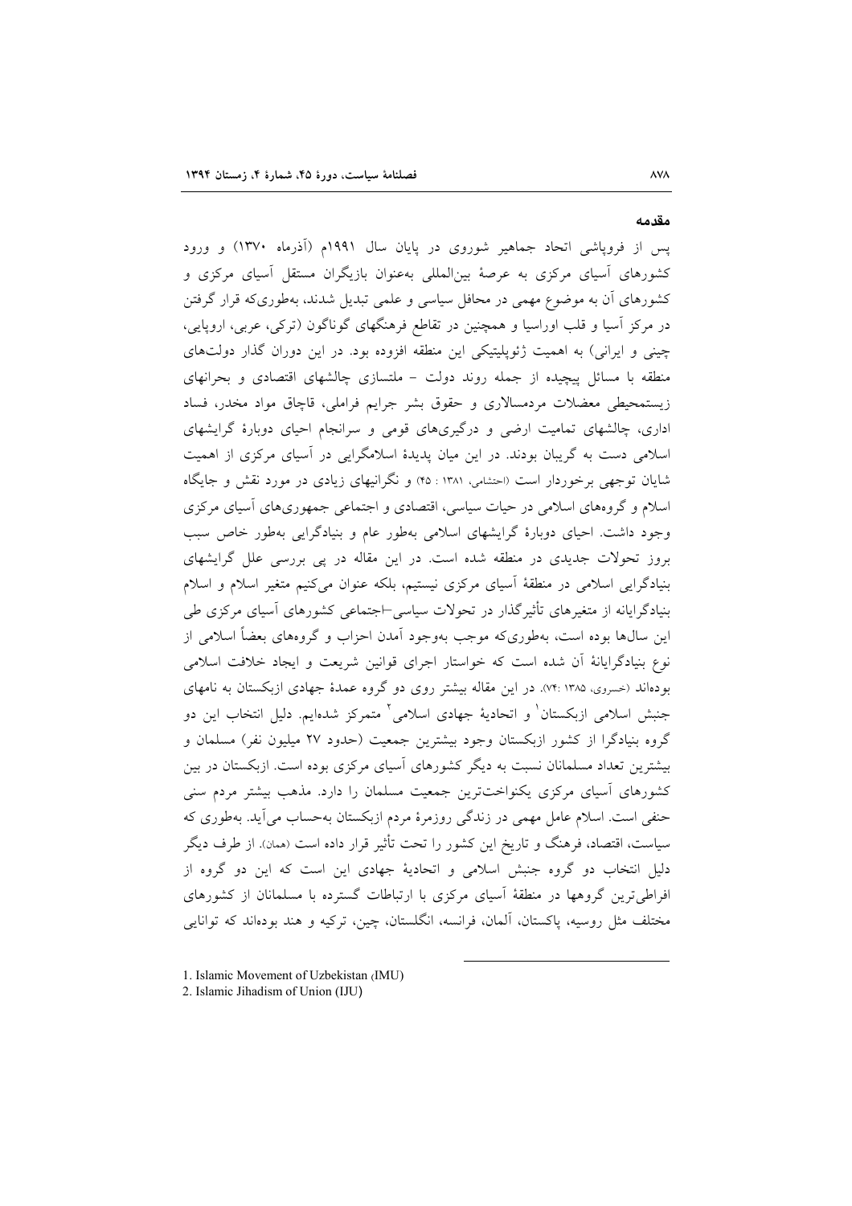## مقدمه

پس از فروپاشی اتحاد جماهیر شوروی در پایان سال ۱۹۹۱م (آذرماه ۱۳۷۰) و ورود کشورهای آسیای مرکزی به عرصهٔ بین‌المللی به‌عنوان بازیگران مستقل آسیای مرکزی و کشورهای آن به موضوع مهمی در محافل سیاسی و علمی تبدیل شدند، به‌طوری‌که قرار گرفتن در مرکز آسیا و قلب اوراسیا و همچنین در تقاطع فرهنگهای گوناگون (ترکی، عربی، اروپایی، چینی و ایرانی) به اهمیت ژئوپلیتیکی این منطقه افزوده بود. در این دوران گذار دولت‌های منطقه با مسائل پیچیده از جمله روند دولت – ملتسازی چالشهای اقتصادی و بحرانهای زیستمحیطی معضلات مردمسالاری و حقوق بشر جرایم فراملی، قاچاق مواد مخدر، فساد اداری، چالشهای تمامیت ارضی و درگیری‌های قومی و سرانجام احیای دوبارهٔ گرایشهای اسلامی دست به گریبان بودند. در این میان پدیدهٔ اسلامگرایی در آسیای مرکزی از اهمیت شایان توجهی برخوردار است (احتشامی، ۱۳۸۱ : ۴۵) و نگرانیهای زیادی در مورد نقش و جایگاه اسلام و گروه‌های اسلامی در حیات سیاسی، اقتصادی و اجتماعی جمهوری‌های آسیای مرکزی وجود داشت. احیای دوبارهٔ گرایشهای اسلامی به‌طور عام و بنیادگرایی به‌طور خاص سبب بروز تحولات جدیدی در منطقه شده است. در این مقاله در پی بررسی علل گرایشهای بنیادگرایی اسلامی در منطقهٔ آسیای مرکزی نیستیم، بلکه عنوان می‌کنیم متغیر اسلام و اسلام بنیادگرایانه از متغیرهای تأثیرگذار در تحولات سیاسی–اجتماعی کشورهای آسیای مرکزی طی این سال‌ها بوده است، به‌طوری‌که موجب به‌وجود آمدن احزاب و گروههای بعضاً اسلامی از نوع بنیادگرایانهٔ آن شده است که خواستار اجرای قوانین شریعت و ایجاد خلافت اسلامی بوده‌اند (خسروی، ۱۳۸۵ :۷۴). در این مقاله بیشتر روی دو گروه عمدهٔ جهادی ازبکستان به نامهای جنبش اسلامی ازبکستان[1] و اتحادیهٔ جهادی اسلامی[2] متمرکز شده‌ایم. دلیل انتخاب این دو گروه بنیادگرا از کشور ازبکستان وجود بیشترین جمعیت (حدود ۲۷ میلیون نفر) مسلمان و بیشترین تعداد مسلمانان نسبت به دیگر کشورهای آسیای مرکزی بوده است. ازبکستان در بین کشورهای آسیای مرکزی یکنواخت‌ترین جمعیت مسلمان را دارد. مذهب بیشتر مردم سنی حنفی است. اسلام عامل مهمی در زندگی روزمرهٔ مردم ازبکستان به‌حساب می‌آید. به‌طوری که سیاست، اقتصاد، فرهنگ و تاریخ این کشور را تحت تأثیر قرار داده است (همان). از طرف دیگر دلیل انتخاب دو گروه جنبش اسلامی و اتحادیهٔ جهادی این است که این دو گروه از افراطی‌ترین گروهها در منطقهٔ آسیای مرکزی با ارتباطات گسترده با مسلمانان از کشورهای مختلف مثل روسیه، پاکستان، آلمان، فرانسه، انگلستان، چین، ترکیه و هند بوده‌اند که توانایی

---

1. Islamic Movement of Uzbekistan (IMU)
2. Islamic Jihadism of Union (IJU)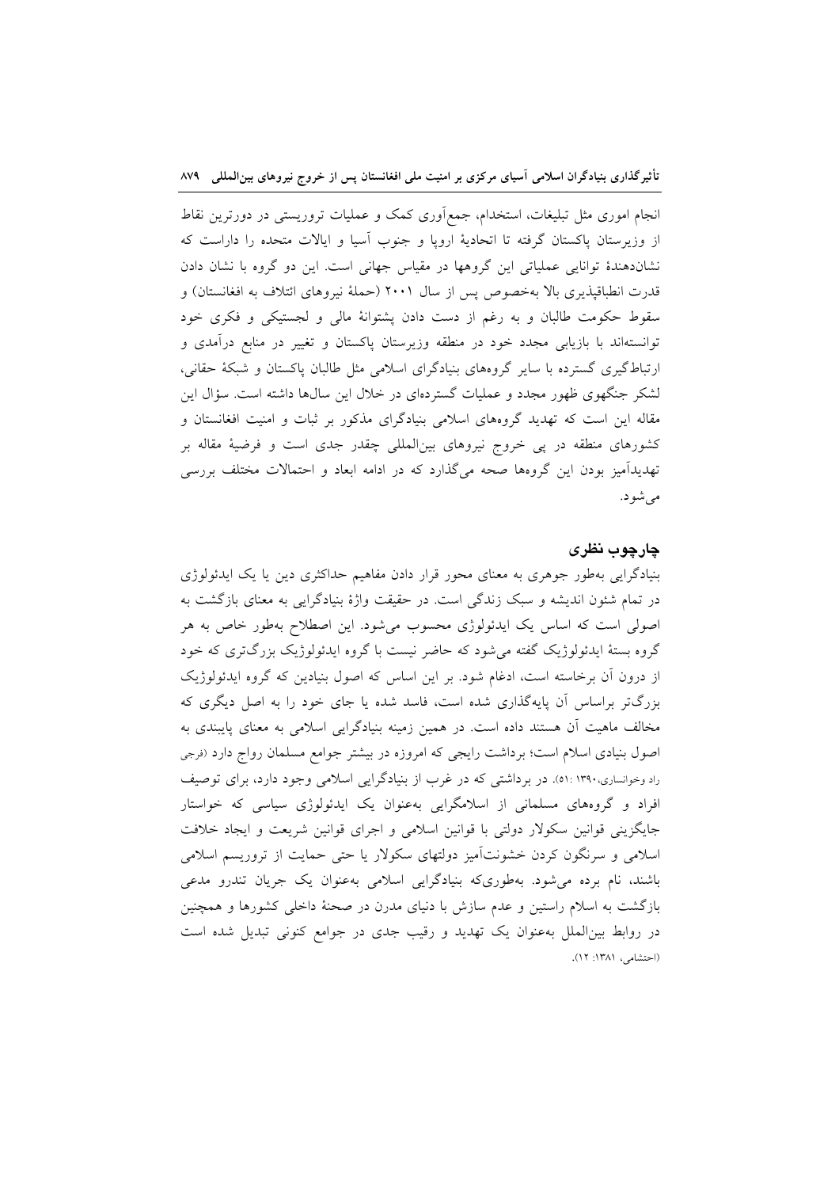انجام اموری مثل تبلیغات، استخدام، جمع‌آوری کمک و عملیات تروریستی در دورترین نقاط از وزیرستان پاکستان گرفته تا اتحادیهٔ اروپا و جنوب آسیا و ایالات متحده را داراست که نشان‌دهندهٔ توانایی عملیاتی این گروهها در مقیاس جهانی است. این دو گروه با نشان دادن قدرت انطباق‌پذیری بالا به‌خصوص پس از سال ۲۰۰۱ (حملهٔ نیروهای ائتلاف به افغانستان) و سقوط حکومت طالبان و به رغم از دست دادن پشتوانهٔ مالی و لجستیکی و فکری خود توانسته‌اند با بازیابی مجدد خود در منطقه وزیرستان پاکستان و تغییر در منابع درآمدی و ارتباط‌گیری گسترده با سایر گروههای بنیادگرای اسلامی مثل طالبان پاکستان و شبکهٔ حقانی، لشکر جنگهوی ظهور مجدد و عملیات گسترده‌ای در خلال این سال‌ها داشته است. سؤال این مقاله این است که تهدید گروههای بنیادگرای مذکور بر ثبات و امنیت افغانستان و کشورهای منطقه در پی خروج نیروهای بین‌المللی چقدر جدی است و فرضیهٔ مقاله بر تهدیدآمیز بودن این گروهها صحه می‌گذارد که در ادامه ابعاد و احتمالات مختلف بررسی می‌شود.

## چارچوب نظری

بنیادگرایی به‌طور جوهری به معنای محور قرار دادن مفاهیم حداکثری دین یا یک ایدئولوژی در تمام شئون اندیشه و سبک زندگی است. در حقیقت واژهٔ بنیادگرایی به معنای بازگشت به اصولی است که اساس یک ایدئولوژی محسوب می‌شود. این اصطلاح به‌طور خاص به هر گروه بستهٔ ایدئولوژیک گفته می‌شود که حاضر نیست با گروه ایدئولوژیک بزرگ‌تری که خود از درون آن برخاسته است، ادغام شود. بر این اساس که اصول بنیادین که گروه ایدئولوژیک بزرگ‌تر براساس آن پایه‌گذاری شده است، فاسد شده یا جای خود را به اصل دیگری که مخالف ماهیت آن هستند داده است. در همین زمینه بنیادگرایی اسلامی به معنای پایبندی به اصول بنیادی اسلام است؛ برداشت رایجی که امروزه در بیشتر جوامع مسلمان رواج دارد (فرجی راد وخوانساری،۱۳۹۰ :۵۱). در برداشتی که در غرب از بنیادگرایی اسلامی وجود دارد، برای توصیف افراد و گروههای مسلمانی از اسلامگرایی به‌عنوان یک ایدئولوژی سیاسی که خواستار جایگزینی قوانین سکولار دولتی با قوانین اسلامی و اجرای قوانین شریعت و ایجاد خلافت اسلامی و سرنگون کردن خشونت‌آمیز دولتهای سکولار یا حتی حمایت از تروریسم اسلامی باشند، نام برده می‌شود. به‌طوری‌که بنیادگرایی اسلامی به‌عنوان یک جریان تندرو مدعی بازگشت به اسلام راستین و عدم سازش با دنیای مدرن در صحنهٔ داخلی کشورها و همچنین در روابط بین‌الملل به‌عنوان یک تهدید و رقیب جدی در جوامع کنونی تبدیل شده است (احتشامی، ۱۳۸۱: ۱۲).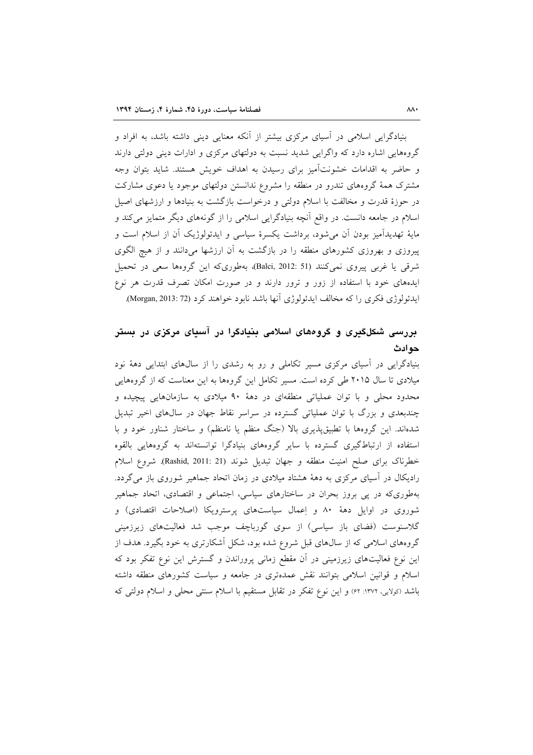بنیادگرایی اسلامی در آسیای مرکزی بیشتر از آنکه معنایی دینی داشته باشد، به افراد و گروه‌هایی اشاره دارد که واگرایی شدید نسبت به دولتهای مرکزی و ادارات دینی دولتی دارند و حاضر به اقدامات خشونت‌آمیز برای رسیدن به اهداف خویش هستند. شاید بتوان وجه مشترک همهٔ گروههای تندرو در منطقه را مشروع ندانستن دولتهای موجود یا دعوی مشارکت در حوزهٔ قدرت و مخالفت با اسلام دولتی و درخواست بازگشت به بنیادها و ارزشهای اصیل اسلام در جامعه دانست. در واقع آنچه بنیادگرایی اسلامی را از گونه‌های دیگر متمایز می‌کند و مایهٔ تهدیدآمیز بودن آن می‌شود، برداشت یکسرهٔ سیاسی و ایدئولوژیک آن از اسلام است و پیروزی و بهروزی کشورهای منطقه را در بازگشت به آن ارزشها می‌دانند و از هیچ الگوی شرقی یا غربی پیروی نمی‌کنند (Balci, 2012: 51)، به‌طوری‌که این گروهها سعی در تحمیل ایده‌های خود با استفاده از زور و ترور دارند و در صورت امکان تصرف قدرت هر نوع ایدئولوژی فکری را که مخالف ایدئولوژی آنها باشد نابود خواهند کرد (Morgan, 2013: 72).

## بررسی شکل‌گیری و گروه‌های اسلامی بنیادگرا در آسیای مرکزی در بستر حوادث

بنیادگرایی در آسیای مرکزی مسیر تکاملی و رو به رشدی را از سال‌های ابتدایی دههٔ نود میلادی تا سال ۲۰۱۵ طی کرده است. مسیر تکامل این گروهها به این معناست که از گروههایی محدود محلی و با توان عملیاتی منطقه‌ای در دههٔ ۹۰ میلادی به سازمان‌هایی پیچیده و چندبعدی و بزرگ با توان عملیاتی گسترده در سراسر نقاط جهان در سال‌های اخیر تبدیل شده‌اند. این گروهها با تطبیق‌پذیری بالا (جنگ منظم یا نامنظم) و ساختار شناور خود و با استفاده از ارتباط‌گیری گسترده با سایر گروههای بنیادگرا توانسته‌اند به گروههایی بالقوه خطرناک برای صلح امنیت منطقه و جهان تبدیل شوند (Rashid, 2011: 21). شروع اسلام رادیکال در آسیای مرکزی به دههٔ هشتاد میلادی در زمان اتحاد جماهیر شوروی باز می‌گردد. به‌طوری‌که در پی بروز بحران در ساختارهای سیاسی، اجتماعی و اقتصادی، اتحاد جماهیر شوروی در اوایل دههٔ ۸۰ و اِعمال سیاست‌های پرسترویکا (اصلاحات اقتصادی) و گلاسنوست (فضای باز سیاسی) از سوی گورباچف موجب شد فعالیت‌های زیرزمینی گروههای اسلامی که از سال‌های قبل شروع شده بود، شکل آشکارتری به خود بگیرد. هدف از این نوع فعالیت‌های زیرزمینی در آن مقطع زمانی پروراندن و گسترش این نوع تفکر بود که اسلام و قوانین اسلامی بتوانند نقش عمده‌تری در جامعه و سیاست کشورهای منطقه داشته باشد (کولایی، ۱۳۷۲: ۶۲) و این نوع تفکر در تقابل مستقیم با اسلام سنتی محلی و اسلام دولتی که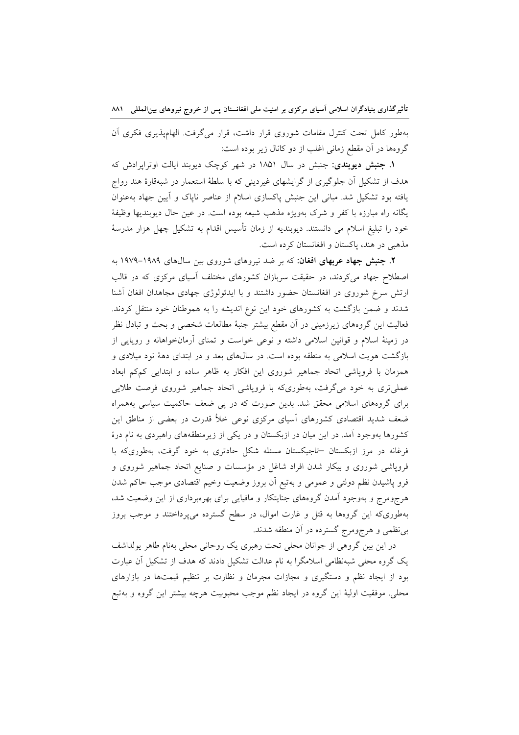به‌طور کامل تحت کنترل مقامات شوروی قرار داشت، قرار می‌گرفت. الهام‌پذیری فکری آن گروه‌ها در آن مقطع زمانی اغلب از دو کانال زیر بوده است:

۱. **جنبش دیوبندی:** جنبش در سال ۱۸۵۱ در شهر کوچک دیوبند ایالت اوتراپرادش که هدف از تشکیل آن جلوگیری از گرایشهای غیردینی که با سلطهٔ استعمار در شبه‌قارهٔ هند رواج یافته بود تشکیل شد. مبانی این جنبش پاکسازی اسلام از عناصر ناپاک و آیین جهاد به‌عنوان یگانه راه مبارزه با کفر و شرک به‌ویژه مذهب شیعه بوده است. در عین حال دیوبندیها وظیفهٔ خود را تبلیغ اسلام می دانستند. دیوبندیه از زمان تأسیس اقدام به تشکیل چهل هزار مدرسهٔ مذهبی در هند، پاکستان و افغانستان کرده است.

۲. **جنبش جهاد عربهای افغان:** که بر ضد نیروهای شوروی بین سال‌های ۱۹۸۹–۱۹۷۹ به اصطلاح جهاد می‌کردند، در حقیقت سربازان کشورهای مختلف آسیای مرکزی که در قالب ارتش سرخ شوروی در افغانستان حضور داشتند و با ایدئولوژی جهادی مجاهدان افغان آشنا شدند و ضمن بازگشت به کشورهای خود این نوع اندیشه را به هموطنان خود منتقل کردند. فعالیت این گروه‌های زیرزمینی در آن مقطع بیشتر جنبهٔ مطالعات شخصی و بحث و تبادل نظر در زمینهٔ اسلام و قوانین اسلامی داشته و نوعی خواست و تمنای آرمان‌خواهانه و رویایی از بازگشت هویت اسلامی به منطقه بوده است. در سال‌های بعد و در ابتدای دههٔ نود میلادی و همزمان با فروپاشی اتحاد جماهیر شوروی این افکار به ظاهر ساده و ابتدایی کم‌کم ابعاد عملی‌تری به خود می‌گرفت، به‌طوری‌که با فروپاشی اتحاد جماهیر شوروی فرصت طلایی برای گروه‌های اسلامی محقق شد. بدین صورت که در پی ضعف حاکمیت سیاسی به‌همراه ضعف شدید اقتصادی کشورهای آسیای مرکزی نوعی خلأ قدرت در بعضی از مناطق این کشورها به‌وجود آمد. در این میان در ازبکستان و در یکی از زیرمنطقه‌های راهبردی به نام درهٔ فرغانه در مرز ازبکستان –تاجیکستان مسئله شکل حادتری به خود گرفت، به‌طوری‌که با فروپاشی شوروی و بیکار شدن افراد شاغل در مؤسسات و صنایع اتحاد جماهیر شوروی و فرو پاشیدن نظم دولتی و عمومی و به‌تبع آن بروز وضعیت وخیم اقتصادی موجب حاکم شدن هرج‌ومرج و به‌وجود آمدن گروه‌های جنایتکار و مافیایی برای بهره‌برداری از این وضعیت شد، به‌طوری‌که این گروه‌ها به قتل و غارت اموال، در سطح گسترده می‌پرداختند و موجب بروز بی‌نظمی و هرج‌ومرج گسترده در آن منطقه شدند.

در این بین گروهی از جوانان محلی تحت رهبری یک روحانی محلی به‌نام طاهر یولداشف یک گروه محلی شبه‌نظامی اسلامگرا به نام عدالت تشکیل دادند که هدف از تشکیل آن عبارت بود از ایجاد نظم و دستگیری و مجازات مجرمان و نظارت بر تنظیم قیمت‌ها در بازارهای محلی. موفقیت اولیهٔ این گروه در ایجاد نظم موجب محبوبیت هرچه بیشتر این گروه و به‌تبع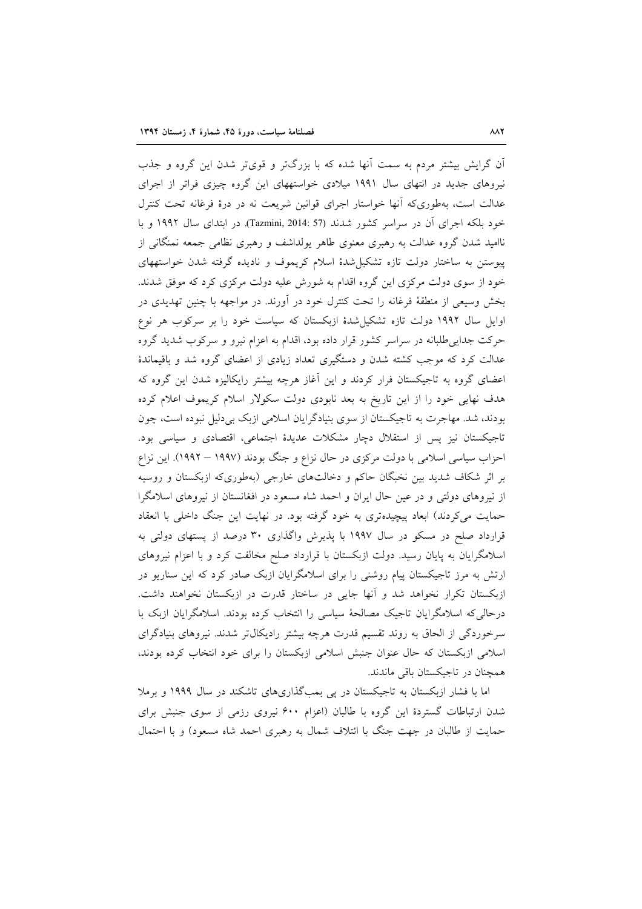آن گرایش بیشتر مردم به سمت آنها شده که با بزرگ‌تر و قوی‌تر شدن این گروه و جذب نیروهای جدید در انتهای سال ۱۹۹۱ میلادی خواستههای این گروه چیزی فراتر از اجرای عدالت است، به‌طوری‌که آنها خواستار اجرای قوانین شریعت نه در درهٔ فرغانه تحت کنترل خود بلکه اجرای آن در سراسر کشور شدند (Tazmini, 2014: 57). در ابتدای سال ۱۹۹۲ و با ناامید شدن گروه عدالت به رهبری معنوی طاهر یولداشف و رهبری نظامی جمعه نمنگانی از پیوستن به ساختار دولت تازه تشکیل‌شدهٔ اسلام کریموف و نادیده گرفته شدن خواستههای خود از سوی دولت مرکزی این گروه اقدام به شورش علیه دولت مرکزی کرد که موفق شدند بخش وسیعی از منطقهٔ فرغانه را تحت کنترل خود در آورند. در مواجهه با چنین تهدیدی در اوایل سال ۱۹۹۲ دولت تازه تشکیل‌شدهٔ ازبکستان که سیاست خود را بر سرکوب هر نوع حرکت جدایی‌طلبانه در سراسر کشور قرار داده بود، اقدام به اعزام نیرو و سرکوب شدید گروه عدالت کرد که موجب کشته شدن و دستگیری تعداد زیادی از اعضای گروه شد و باقیماندهٔ اعضای گروه به تاجیکستان فرار کردند و این آغاز هرچه بیشتر رایکالیزه شدن این گروه که هدف نهایی خود را از این تاریخ به بعد نابودی دولت سکولار اسلام کریموف اعلام کرده بودند، شد. مهاجرت به تاجیکستان از سوی بنیادگرایان اسلامی ازبک بی‌دلیل نبوده است، چون تاجیکستان نیز پس از استقلال دچار مشکلات عدیدهٔ اجتماعی، اقتصادی و سیاسی بود. احزاب سیاسی اسلامی با دولت مرکزی در حال نزاع و جنگ بودند (۱۹۹۷ – ۱۹۹۲). این نزاع بر اثر شکاف شدید بین نخبگان حاکم و دخالت‌های خارجی (به‌طوری‌که ازبکستان و روسیه از نیروهای دولتی و در عین حال ایران و احمد شاه مسعود در افغانستان از نیروهای اسلامگرا حمایت می‌کردند) ابعاد پیچیده‌تری به خود گرفته بود. در نهایت این جنگ داخلی با انعقاد قرارداد صلح در مسکو در سال ۱۹۹۷ با پذیرش واگذاری ۳۰ درصد از پستهای دولتی به اسلامگرایان به پایان رسید. دولت ازبکستان با قرارداد صلح مخالفت کرد و با اعزام نیروهای ارتش به مرز تاجیکستان پیام روشنی را برای اسلامگرایان ازبک صادر کرد که این سناریو در ازبکستان تکرار نخواهد شد و آنها جایی در ساختار قدرت در ازبکستان نخواهند داشت. درحالی‌که اسلامگرایان تاجیک مصالحهٔ سیاسی را انتخاب کرده بودند. اسلامگرایان ازبک با سرخوردگی از الحاق به روند تقسیم قدرت هرچه بیشتر رادیکال‌تر شدند. نیروهای بنیادگرای اسلامی ازبکستان که حال عنوان جنبش اسلامی ازبکستان را برای خود انتخاب کرده بودند، همچنان در تاجیکستان باقی ماندند.

اما با فشار ازبکستان به تاجیکستان در پی بمب‌گذاری‌های تاشکند در سال ۱۹۹۹ و برملا شدن ارتباطات گستردهٔ این گروه با طالبان (اعزام ۶۰۰ نیروی رزمی از سوی جنبش برای حمایت از طالبان در جهت جنگ با ائتلاف شمال به رهبری احمد شاه مسعود) و با احتمال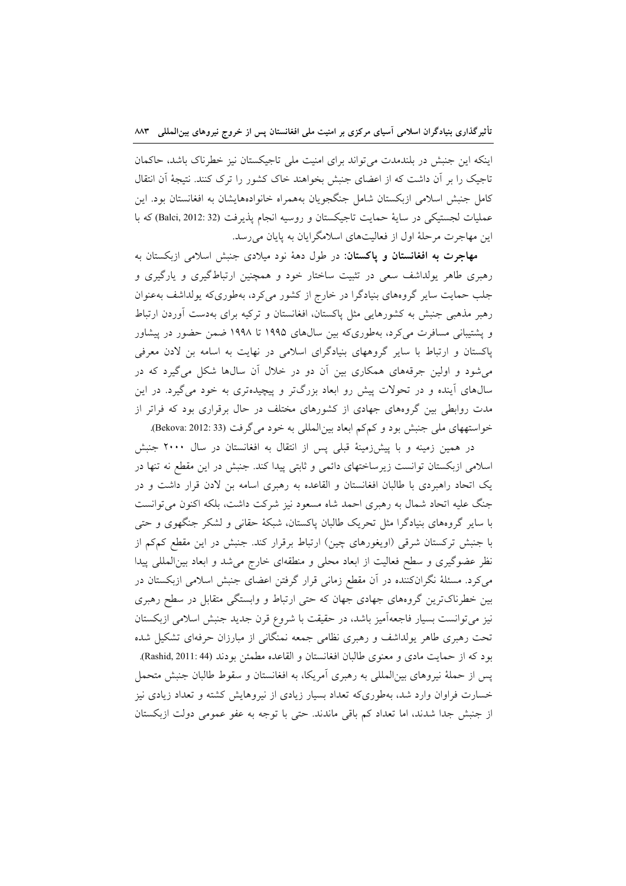اینکه این جنبش در بلندمدت می‌تواند برای امنیت ملی تاجیکستان نیز خطرناک باشد، حاکمان تاجیک را بر آن داشت که از اعضای جنبش بخواهند خاک کشور را ترک کنند. نتیجهٔ آن انتقال کامل جنبش اسلامی ازبکستان شامل جنگجویان به‌همراه خانواده‌هایشان به افغانستان بود. این عملیات لجستیکی در سایهٔ حمایت تاجیکستان و روسیه انجام پذیرفت (Balci, 2012: 32) که با این مهاجرت مرحلهٔ اول از فعالیت‌های اسلامگرایان به پایان می‌رسد.

**مهاجرت به افغانستان و پاکستان:** در طول دههٔ نود میلادی جنبش اسلامی ازبکستان به رهبری طاهر یولداشف سعی در تثبیت ساختار خود و همچنین ارتباط‌گیری و یارگیری و جلب حمایت سایر گروه‌های بنیادگرا در خارج از کشور می‌کرد، به‌طوری‌که یولداشف به‌عنوان رهبر مذهبی جنبش به کشورهایی مثل پاکستان، افغانستان و ترکیه برای به‌دست آوردن ارتباط و پشتیبانی مسافرت می‌کرد، به‌طوری‌که بین سال‌های ۱۹۹۵ تا ۱۹۹۸ ضمن حضور در پیشاور پاکستان و ارتباط با سایر گروههای بنیادگرای اسلامی در نهایت به اسامه بن لادن معرفی می‌شود و اولین جرقه‌های همکاری بین آن دو در خلال آن سال‌ها شکل می‌گیرد که در سال‌های آینده و در تحولات پیش رو ابعاد بزرگ‌تر و پیچیده‌تری به خود می‌گیرد. در این مدت روابطی بین گروه‌های جهادی از کشورهای مختلف در حال برقراری بود که فراتر از خواستههای ملی جنبش بود و کم‌کم ابعاد بین‌المللی به خود می‌گرفت (Bekova: 2012: 33).

در همین زمینه و با پیش‌زمینهٔ قبلی پس از انتقال به افغانستان در سال ۲۰۰۰ جنبش اسلامی ازبکستان توانست زیرساختهای دائمی و ثابتی پیدا کند. جنبش در این مقطع نه تنها در یک اتحاد راهبردی با طالبان افغانستان و القاعده به رهبری اسامه بن لادن قرار داشت و در جنگ علیه اتحاد شمال به رهبری احمد شاه مسعود نیز شرکت داشت، بلکه اکنون می‌توانست با سایر گروه‌های بنیادگرا مثل تحریک طالبان پاکستان، شبکهٔ حقانی و لشکر جنگهوی و حتی با جنبش ترکستان شرقی (اویغورهای چین) ارتباط برقرار کند. جنبش در این مقطع کم‌کم از نظر عضوگیری و سطح فعالیت از ابعاد محلی و منطقه‌ای خارج می‌شد و ابعاد بین‌المللی پیدا می‌کرد. مسئلهٔ نگران‌کننده در آن مقطع زمانی قرار گرفتن اعضای جنبش اسلامی ازبکستان در بین خطرناک‌ترین گروه‌های جهادی جهان که حتی ارتباط و وابستگی متقابل در سطح رهبری نیز می‌توانست بسیار فاجعه‌آمیز باشد، در حقیقت با شروع قرن جدید جنبش اسلامی ازبکستان تحت رهبری طاهر یولداشف و رهبری نظامی جمعه نمنگانی از مبارزان حرفه‌ای تشکیل شده بود که از حمایت مادی و معنوی طالبان افغانستان و القاعده مطمئن بودند (Rashid, 2011: 44). پس از حملهٔ نیروهای بین‌المللی به رهبری آمریکا، به افغانستان و سقوط طالبان جنبش متحمل خسارت فراوان وارد شد، به‌طوری‌که تعداد بسیار زیادی از نیروهایش کشته و تعداد زیادی نیز از جنبش جدا شدند، اما تعداد کم باقی ماندند. حتی با توجه به عفو عمومی دولت ازبکستان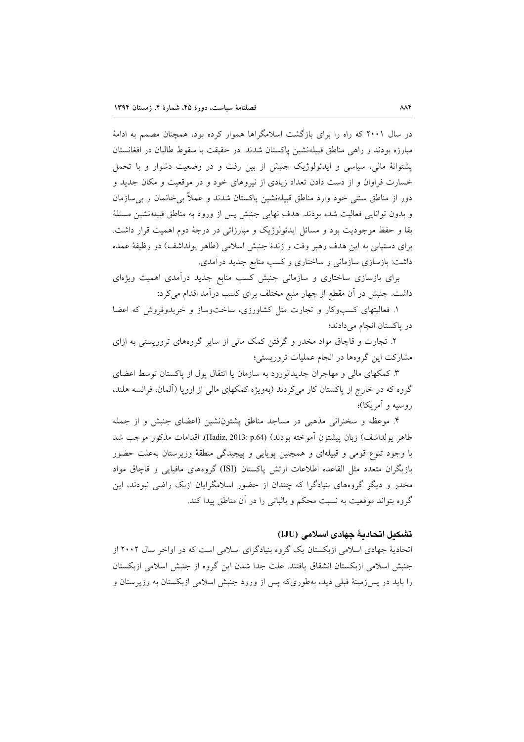در سال ۲۰۰۱ که راه را برای بازگشت اسلامگراها هموار کرده بود، همچنان مصمم به ادامهٔ مبارزه بودند و راهی مناطق قبیله‌نشین پاکستان شدند. در حقیقت با سقوط طالبان در افغانستان پشتوانهٔ مالی، سیاسی و ایدئولوژیک جنبش از بین رفت و در وضعیت دشوار و با تحمل خسارت فراوان و از دست دادن تعداد زیادی از نیروهای خود و در موقعیت و مکان جدید و دور از مناطق سنتی خود وارد مناطق قبیله‌نشین پاکستان شدند و عملاً بی‌خانمان و بی‌سازمان و بدون توانایی فعالیت شده بودند. هدف نهایی جنبش پس از ورود به مناطق قبیله‌نشین مسئلهٔ بقا و حفظ موجودیت بود و مسائل ایدئولوژیک و مبارزاتی در درجهٔ دوم اهمیت قرار داشت. برای دستیابی به این هدف رهبر وقت و زندهٔ جنبش اسلامی (طاهر یولداشف) دو وظیفهٔ عمده داشت: بازسازی سازمانی و ساختاری و کسب منابع جدید درآمدی.

برای بازسازی ساختاری و سازمانی جنبش کسب منابع جدید درآمدی اهمیت ویژه‌ای داشت. جنبش در آن مقطع از چهار منبع مختلف برای کسب درآمد اقدام می‌کرد:

۱. فعالیتهای کسب‌وکار و تجارت مثل کشاورزی، ساخت‌وساز و خریدوفروش که اعضا در پاکستان انجام می‌دادند؛

۲. تجارت و قاچاق مواد مخدر و گرفتن کمک مالی از سایر گروههای تروریستی به ازای مشارکت این گروهها در انجام عملیات تروریستی؛

۳. کمکهای مالی و مهاجران جدیدالورود به سازمان یا انتقال پول از پاکستان توسط اعضای گروه که در خارج از پاکستان کار می‌کردند (به‌ویژه کمکهای مالی از اروپا (آلمان، فرانسه هلند، روسیه و آمریکا)؛

۴. موعظه و سخنرانی مذهبی در مساجد مناطق پشتون‌نشین (اعضای جنبش و از جمله طاهر یولداشف) زبان پیشتون آموخته بودند) (Hadiz, 2013: p.64). اقدامات مذکور موجب شد با وجود تنوع قومی و قبیله‌ای و همچنین پویایی و پیچیدگی منطقهٔ وزیرستان به‌علت حضور بازیگران متعدد مثل القاعده اطلاعات ارتش پاکستان (ISI) گروههای مافیایی و قاچاق مواد مخدر و دیگر گروههای بنیادگرا که چندان از حضور اسلامگرایان ازبک راضی نبودند، این گروه بتواند موقعیت به نسبت محکم و باثباتی را در آن مناطق پیدا کند.

## تشکیل اتحادیهٔ جهادی اسلامی (IJU)

اتحادیهٔ جهادی اسلامی ازبکستان یک گروه بنیادگرای اسلامی است که در اواخر سال ۲۰۰۲ از جنبش اسلامی ازبکستان انشقاق یافتند. علت جدا شدن این گروه از جنبش اسلامی ازبکستان را باید در پس‌زمینهٔ قبلی دید، به‌طوری‌که پس از ورود جنبش اسلامی ازبکستان به وزیرستان و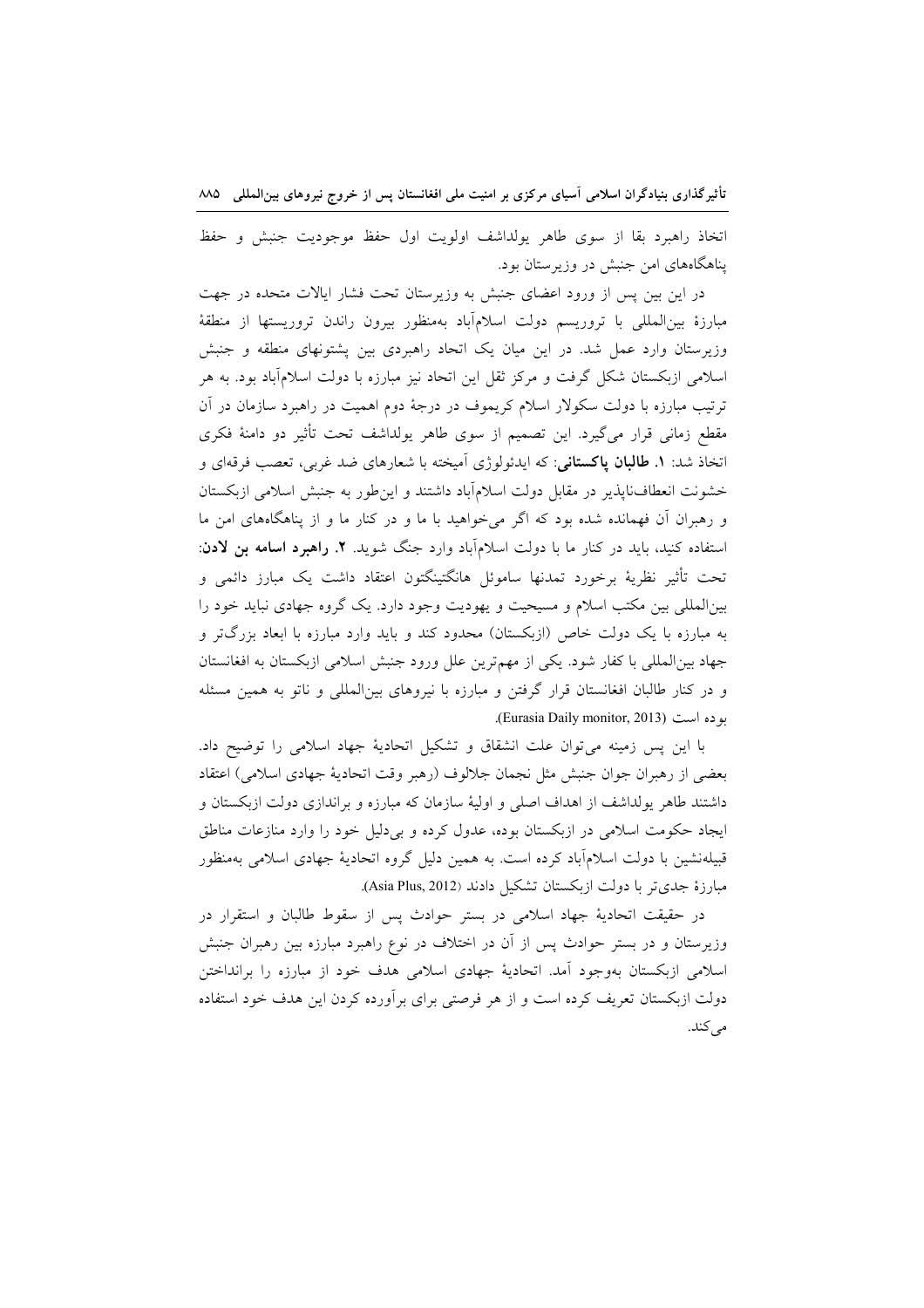اتخاذ راهبرد بقا از سوی طاهر یولداشف اولویت اول حفظ موجودیت جنبش و حفظ پناهگاه‌های امن جنبش در وزیرستان بود.

در این بین پس از ورود اعضای جنبش به وزیرستان تحت فشار ایالات متحده در جهت مبارزهٔ بین‌المللی با تروریسم دولت اسلام‌آباد به‌منظور بیرون راندن تروریستها از منطقهٔ وزیرستان وارد عمل شد. در این میان یک اتحاد راهبردی بین پشتونهای منطقه و جنبش اسلامی ازبکستان شکل گرفت و مرکز ثقل این اتحاد نیز مبارزه با دولت اسلام‌آباد بود. به هر ترتیب مبارزه با دولت سکولار اسلام کریموف در درجهٔ دوم اهمیت در راهبرد سازمان در آن مقطع زمانی قرار می‌گیرد. این تصمیم از سوی طاهر یولداشف تحت تأثیر دو دامنهٔ فکری اتخاذ شد: **۱. طالبان پاکستانی**: که ایدئولوژی آمیخته با شعارهای ضد غربی، تعصب فرقه‌ای و خشونت انعطاف‌ناپذیر در مقابل دولت اسلام‌آباد داشتند و این‌طور به جنبش اسلامی ازبکستان و رهبران آن فهمانده شده بود که اگر می‌خواهید با ما و در کنار ما و از پناهگاه‌های امن ما استفاده کنید، باید در کنار ما با دولت اسلام‌آباد وارد جنگ شوید. **۲. راهبرد اسامه بن لادن**: تحت تأثیر نظریهٔ برخورد تمدنها ساموئل هانگتینگتون اعتقاد داشت یک مبارز دائمی و بین‌المللی بین مکتب اسلام و مسیحیت و یهودیت وجود دارد. یک گروه جهادی نباید خود را به مبارزه با یک دولت خاص (ازبکستان) محدود کند و باید وارد مبارزه با ابعاد بزرگ‌تر و جهاد بین‌المللی با کفار شود. یکی از مهم‌ترین علل ورود جنبش اسلامی ازبکستان به افغانستان و در کنار طالبان افغانستان قرار گرفتن و مبارزه با نیروهای بین‌المللی و ناتو به همین مسئله بوده است (Eurasia Daily monitor, 2013).

با این پس زمینه می‌توان علت انشقاق و تشکیل اتحادیهٔ جهاد اسلامی را توضیح داد. بعضی از رهبران جوان جنبش مثل نجمان جلالوف (رهبر وقت اتحادیهٔ جهادی اسلامی) اعتقاد داشتند طاهر یولداشف از اهداف اصلی و اولیهٔ سازمان که مبارزه و براندازی دولت ازبکستان و ایجاد حکومت اسلامی در ازبکستان بوده، عدول کرده و بی‌دلیل خود را وارد منازعات مناطق قبیله‌نشین با دولت اسلام‌آباد کرده است. به همین دلیل گروه اتحادیهٔ جهادی اسلامی به‌منظور مبارزهٔ جدی‌تر با دولت ازبکستان تشکیل دادند (Asia Plus, 2012).

در حقیقت اتحادیهٔ جهاد اسلامی در بستر حوادث پس از سقوط طالبان و استقرار در وزیرستان و در بستر حوادث پس از آن در اختلاف در نوع راهبرد مبارزه بین رهبران جنبش اسلامی ازبکستان به‌وجود آمد. اتحادیهٔ جهادی اسلامی هدف خود از مبارزه را برانداختن دولت ازبکستان تعریف کرده است و از هر فرصتی برای برآورده کردن این هدف خود استفاده می‌کند.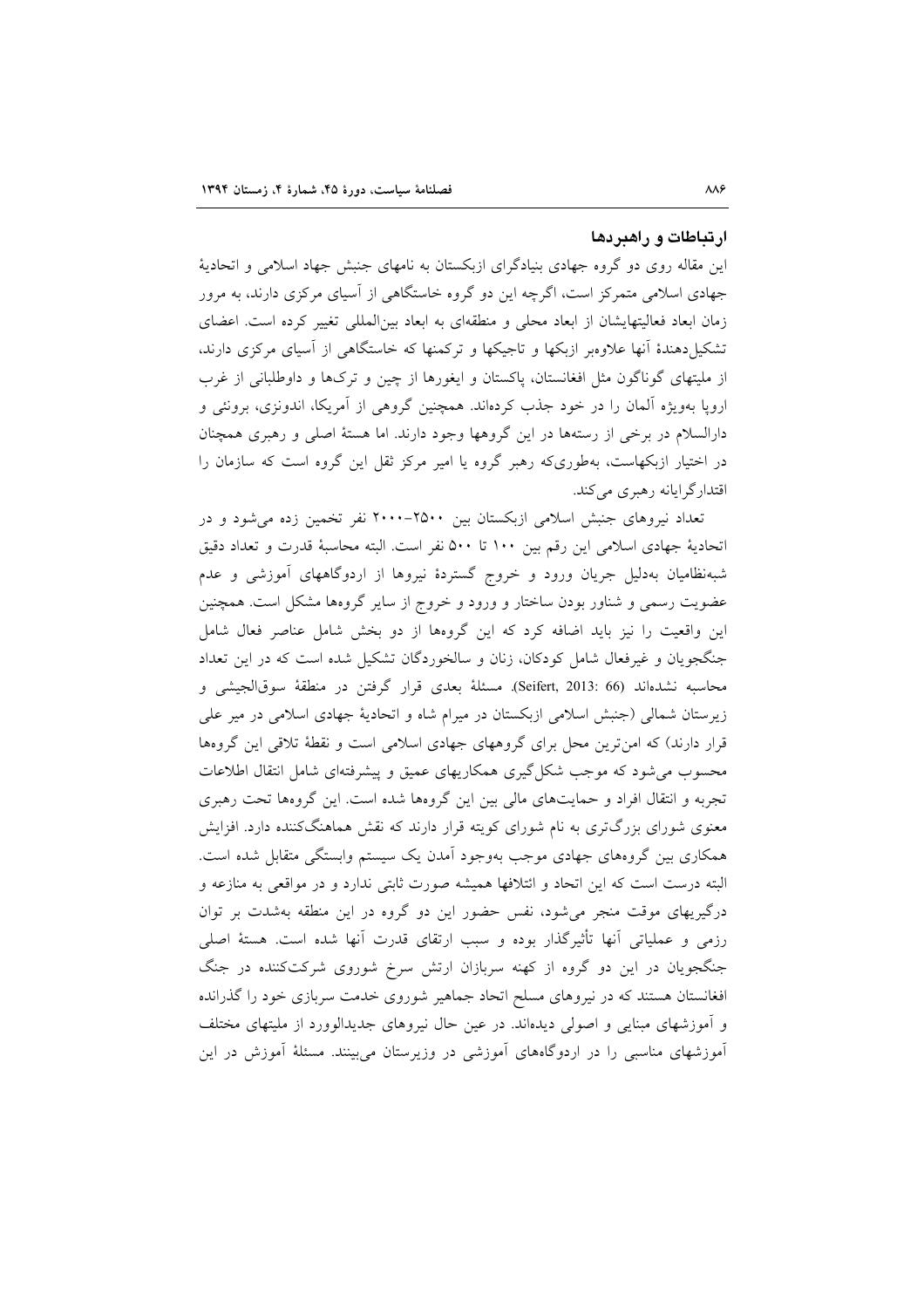## ارتباطات و راهبردها

این مقاله روی دو گروه جهادی بنیادگرای ازبکستان به نامهای جنبش جهاد اسلامی و اتحادیهٔ جهادی اسلامی متمرکز است، اگرچه این دو گروه خاستگاهی از آسیای مرکزی دارند، به مرور زمان ابعاد فعالیتهایشان از ابعاد محلی و منطقه‌ای به ابعاد بین‌المللی تغییر کرده است. اعضای تشکیل‌دهندهٔ آنها علاوه‌بر ازبکها و تاجیکها و ترکمنها که خاستگاهی از آسیای مرکزی دارند، از ملیتهای گوناگون مثل افغانستان، پاکستان و ایغورها از چین و ترک‌ها و داوطلبانی از غرب اروپا به‌ویژه آلمان را در خود جذب کرده‌اند. همچنین گروهی از آمریکا، اندونزی، برونئی و دارالسلام در برخی از رسته‌ها در این گروهها وجود دارند. اما هستهٔ اصلی و رهبری همچنان در اختیار ازبکهاست، به‌طوری‌که رهبر گروه یا امیر مرکز ثقل این گروه است که سازمان را اقتدارگرایانه رهبری می‌کند.

تعداد نیروهای جنبش اسلامی ازبکستان بین ۲۵۰۰–۲۰۰۰ نفر تخمین زده می‌شود و در اتحادیهٔ جهادی اسلامی این رقم بین ۱۰۰ تا ۵۰۰ نفر است. البته محاسبهٔ قدرت و تعداد دقیق شبه‌نظامیان به‌دلیل جریان ورود و خروج گستردهٔ نیروها از اردوگاههای آموزشی و عدم عضویت رسمی و شناور بودن ساختار و ورود و خروج از سایر گروهها مشکل است. همچنین این واقعیت را نیز باید اضافه کرد که این گروهها از دو بخش شامل عناصر فعال شامل جنگجویان و غیرفعال شامل کودکان، زنان و سالخوردگان تشکیل شده است که در این تعداد محاسبه نشده‌اند (Seifert, 2013: 66). مسئلهٔ بعدی قرار گرفتن در منطقهٔ سوق‌الجیشی و زیرستان شمالی (جنبش اسلامی ازبکستان در میرام شاه و اتحادیهٔ جهادی اسلامی در میر علی قرار دارند) که امن‌ترین محل برای گروههای جهادی اسلامی است و نقطهٔ تلاقی این گروهها محسوب می‌شود که موجب شکل‌گیری همکاریهای عمیق و پیشرفته‌ای شامل انتقال اطلاعات تجربه و انتقال افراد و حمایت‌های مالی بین این گروهها شده است. این گروهها تحت رهبری معنوی شورای بزرگ‌تری به نام شورای کویته قرار دارند که نقش هماهنگ‌کننده دارد. افزایش همکاری بین گروههای جهادی موجب به‌وجود آمدن یک سیستم وابستگی متقابل شده است. البته درست است که این اتحاد و ائتلافها همیشه صورت ثابتی ندارد و در مواقعی به منازعه و درگیریهای موقت منجر می‌شود، نفس حضور این دو گروه در این منطقه به‌شدت بر توان رزمی و عملیاتی آنها تأثیرگذار بوده و سبب ارتقای قدرت آنها شده است. هستهٔ اصلی جنگجویان در این دو گروه از کهنه سربازان ارتش سرخ شوروی شرکت‌کننده در جنگ افغانستان هستند که در نیروهای مسلح اتحاد جماهیر شوروی خدمت سربازی خود را گذرانده و آموزشهای مبنایی و اصولی دیده‌اند. در عین حال نیروهای جدیدالورود از ملیتهای مختلف آموزشهای مناسبی را در اردوگاههای آموزشی در وزیرستان می‌بینند. مسئلهٔ آموزش در این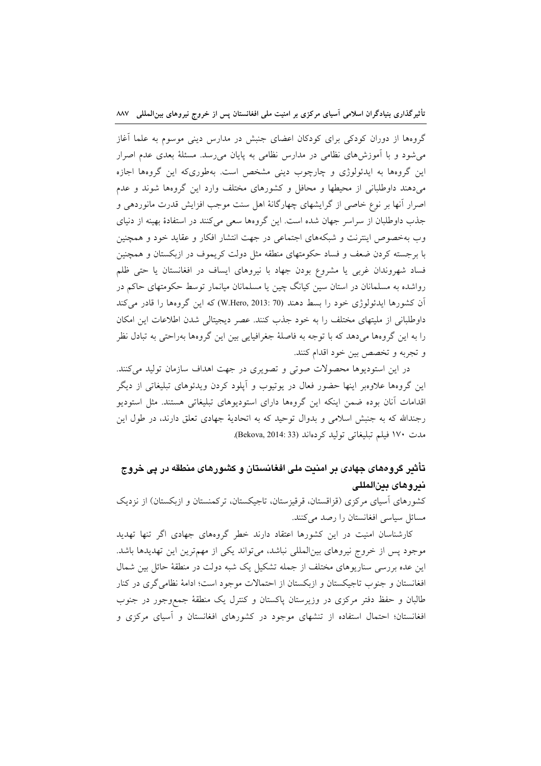گروهها از دوران کودکی برای کودکان اعضای جنبش در مدارس دینی موسوم به علما آغاز می‌شود و با آموزش‌های نظامی در مدارس نظامی به پایان می‌رسد. مسئلهٔ بعدی عدم اصرار این گروهها به ایدئولوژی و چارچوب دینی مشخص است. به‌طوری‌که این گروهها اجازه می‌دهند داوطلبانی از محیطها و محافل و کشورهای مختلف وارد این گروهها شوند و عدم اصرار آنها بر نوع خاصی از گرایشهای چهارگانهٔ اهل سنت موجب افزایش قدرت مانوردهی و جذب داوطلبان از سراسر جهان شده است. این گروهها سعی می‌کنند در استفادهٔ بهینه از دنیای وب به‌خصوص اینترنت و شبکه‌های اجتماعی در جهت انتشار افکار و عقاید خود و همچنین با برجسته کردن ضعف و فساد حکومتهای منطقه مثل دولت کریموف در ازبکستان و همچنین فساد شهروندان غربی یا مشروع بودن جهاد با نیروهای ایساف در افغانستان یا حتی ظلم رواشده به مسلمانان در استان سین کیانگ چین یا مسلمانان میانمار توسط حکومتهای حاکم در آن کشورها ایدئولوژی خود را بسط دهند (W.Hero, 2013: 70) که این گروهها را قادر می‌کند داوطلبانی از ملیتهای مختلف را به خود جذب کنند. عصر دیجیتالی شدن اطلاعات این امکان را به این گروهها می‌دهد که با توجه به فاصلهٔ جغرافیایی بین این گروهها به‌راحتی به تبادل نظر و تجربه و تخصص بین خود اقدام کنند.

در این استودیوها محصولات صوتی و تصویری در جهت اهداف سازمان تولید می‌کنند. این گروهها علاوه‌بر اینها حضور فعال در یوتیوب و آپلود کردن ویدئوهای تبلیغاتی از دیگر اقدامات آنان بوده ضمن اینکه این گروهها دارای استودیوهای تبلیغاتی هستند. مثل استودیو رجندالله که به جنبش اسلامی و بدوال توحید که به اتحادیهٔ جهادی تعلق دارند، در طول این مدت ۱۷۰ فیلم تبلیغاتی تولید کرده‌اند (Bekova, 2014: 33).

## تأثیر گروه‌های جهادی بر امنیت ملی افغانستان و کشورهای منطقه در پی خروج نیروهای بین‌المللی

کشورهای آسیای مرکزی (قزاقستان، قرقیزستان، تاجیکستان، ترکمنستان و ازبکستان) از نزدیک مسائل سیاسی افغانستان را رصد می‌کنند.

کارشناسان امنیت در این کشورها اعتقاد دارند خطر گروههای جهادی اگر تنها تهدید موجود پس از خروج نیروهای بین‌المللی نباشد، می‌تواند یکی از مهم‌ترین این تهدیدها باشد. این عده بررسی سناریوهای مختلف از جمله تشکیل یک شبه دولت در منطقهٔ حائل بین شمال افغانستان و جنوب تاجیکستان و ازبکستان از احتمالات موجود است؛ ادامهٔ نظامی‌گری در کنار طالبان و حفظ دفتر مرکزی در وزیرستان پاکستان و کنترل یک منطقهٔ جمع‌وجور در جنوب افغانستان؛ احتمال استفاده از تنشهای موجود در کشورهای افغانستان و آسیای مرکزی و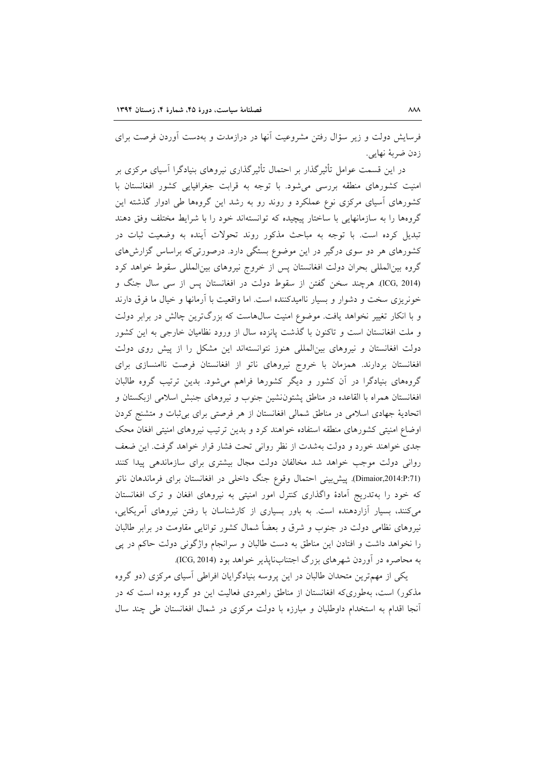فرسایش دولت و زیر سؤال رفتن مشروعیت آنها در درازمدت و به‌دست آوردن فرصت برای زدن ضربهٔ نهایی.

در این قسمت عوامل تأثیرگذار بر احتمال تأثیرگذاری نیروهای بنیادگرا آسیای مرکزی بر امنیت کشورهای منطقه بررسی می‌شود. با توجه به قرابت جغرافیایی کشور افغانستان با کشورهای آسیای مرکزی نوع عملکرد و روند رو به رشد این گروه‌ها طی ادوار گذشته این گروه‌ها را به سازمانهایی با ساختار پیچیده که توانسته‌اند خود را با شرایط مختلف وفق دهند تبدیل کرده است. با توجه به مباحث مذکور روند تحولات آینده به وضعیت ثبات در کشورهای هر دو سوی درگیر در این موضوع بستگی دارد. درصورتی‌که براساس گزارش‌های گروه بین‌المللی بحران دولت افغانستان پس از خروج نیروهای بین‌المللی سقوط خواهد کرد (ICG, 2014). هرچند سخن گفتن از سقوط دولت در افغانستان پس از سی سال جنگ و خونریزی سخت و دشوار و بسیار ناامیدکننده است. اما واقعیت با آرمانها و خیال ما فرق دارند و با انکار تغییر نخواهد یافت. موضوع امنیت سال‌هاست که بزرگ‌ترین چالش در برابر دولت و ملت افغانستان است و تاکنون با گذشت پانزده سال از ورود نظامیان خارجی به این کشور دولت افغانستان و نیروهای بین‌المللی هنوز نتوانسته‌اند این مشکل را از پیش روی دولت افغانستان بردارند. همزمان با خروج نیروهای ناتو از افغانستان فرصت ناامنسازی برای گروه‌های بنیادگرا در آن کشور و دیگر کشورها فراهم می‌شود. بدین ترتیب گروه طالبان افغانستان همراه با القاعده در مناطق پشتون‌نشین جنوب و نیروهای جنبش اسلامی ازبکستان و اتحادیهٔ جهادی اسلامی در مناطق شمالی افغانستان از هر فرصتی برای بی‌ثبات و متشنج کردن اوضاع امنیتی کشورهای منطقه استفاده خواهند کرد و بدین ترتیب نیروهای امنیتی افغان محک جدی خواهند خورد و دولت به‌شدت از نظر روانی تحت فشار قرار خواهد گرفت. این ضعف روانی دولت موجب خواهد شد مخالفان دولت مجال بیشتری برای سازماندهی پیدا کنند (Dimaior,2014:P:71). پیش‌بینی احتمال وقوع جنگ داخلی در افغانستان برای فرماندهان ناتو که خود را به‌تدریج آمادهٔ واگذاری کنترل امور امنیتی به نیروهای افغان و ترک افغانستان می‌کنند، بسیار آزاردهنده است. به باور بسیاری از کارشناسان با رفتن نیروهای آمریکایی، نیروهای نظامی دولت در جنوب و شرق و بعضاً شمال کشور توانایی مقاومت در برابر طالبان را نخواهد داشت و افتادن این مناطق به دست طالبان و سرانجام واژگونی دولت حاکم در پی به محاصره در آوردن شهرهای بزرگ اجتناب‌ناپذیر خواهد بود (ICG, 2014).

یکی از مهم‌ترین متحدان طالبان در این پروسه بنیادگرایان افراطی آسیای مرکزی (دو گروه مذکور) است، به‌طوری‌که افغانستان از مناطق راهبردی فعالیت این دو گروه بوده است که در آنجا اقدام به استخدام داوطلبان و مبارزه با دولت مرکزی در شمال افغانستان طی چند سال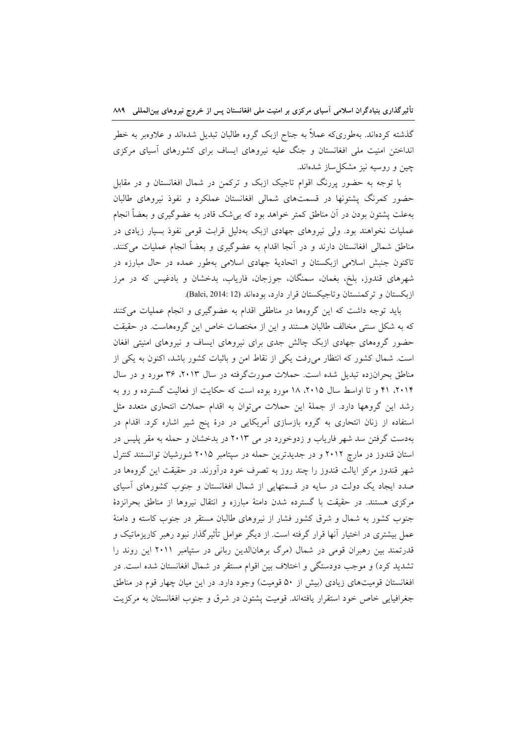گذشته کرده‌اند. به‌طوری‌که عملاً به جناح ازبک گروه طالبان تبدیل شده‌اند و علاوه‌بر به خطر انداختن امنیت ملی افغانستان و جنگ علیه نیروهای ایساف برای کشورهای آسیای مرکزی چین و روسیه نیز مشکل‌ساز شده‌اند.

با توجه به حضور پررنگ اقوام تاجیک ازبک و ترکمن در شمال افغانستان و در مقابل حضور کمرنگ پشتونها در قسمت‌های شمالی افغانستان عملکرد و نفوذ نیروهای طالبان به‌علت پشتون بودن در آن مناطق کمتر خواهد بود که بی‌شک قادر به عضوگیری و بعضاً انجام عملیات نخواهند بود. ولی نیروهای جهادی ازبک به‌دلیل قرابت قومی نفوذ بسیار زیادی در مناطق شمالی افغانستان دارند و در آنجا اقدام به عضوگیری و بعضاً انجام عملیات می‌کنند. تاکنون جنبش اسلامی ازبکستان و اتحادیهٔ جهادی اسلامی به‌طور عمده در حال مبارزه در شهرهای قندوز، بلخ، بغمان، سمنگان، جوزجان، فاریاب، بدخشان و بادغیس که در مرز ازبکستان و ترکمنستان وتاجیکستان قرار دارد، بوده‌اند (Balci, 2014: 12).

باید توجه داشت که این گروهها در مناطقی اقدام به عضوگیری و انجام عملیات می‌کنند که به شکل سنتی مخالف طالبان هستند و این از مختصات خاص این گروه‌هاست. در حقیقت حضور گروههای جهادی ازبک چالش جدی برای نیروهای ایساف و نیروهای امنیتی افغان است. شمال کشور که انتظار می‌رفت یکی از نقاط امن و باثبات کشور باشد، اکنون به یکی از مناطق بحران‌زده تبدیل شده است. حملات صورت‌گرفته در سال ۲۰۱۳، ۳۶ مورد و در سال ۲۰۱۴، ۴۱ و تا اواسط سال ۲۰۱۵، ۱۸ مورد بوده است که حکایت از فعالیت گسترده و رو به رشد این گروهها دارد. از جملهٔ این حملات می‌توان به اقدام حملات انتحاری متعدد مثل استفاده از زنان انتحاری به گروه بازسازی آمریکایی در درهٔ پنج شیر اشاره کرد. اقدام در به‌دست گرفتن سد شهر فاریاب و زدوخورد در می ۲۰۱۳ در بدخشان و حمله به مقر پلیس در استان قندوز در مارچ ۲۰۱۲ و در جدیدترین حمله در سپتامبر ۲۰۱۵ شورشیان توانستند کنترل شهر قندوز مرکز ایالت قندوز را چند روز به تصرف خود درآورند. در حقیقت این گروهها در صدد ایجاد یک دولت در سایه در قسمتهایی از شمال افغانستان و جنوب کشورهای آسیای مرکزی هستند. در حقیقت با گسترده شدن دامنهٔ مبارزه و انتقال نیروها از مناطق بحرانزدهٔ جنوب کشور به شمال و شرق کشور فشار از نیروهای طالبان مستقر در جنوب کاسته و دامنهٔ عمل بیشتری در اختیار آنها قرار گرفته است. از دیگر عوامل تأثیرگذار نبود رهبر کاریزماتیک و قدرتمند بین رهبران قومی در شمال (مرگ برهان‌الدین ربانی در سپتامبر ۲۰۱۱ این روند را تشدید کرد) و موجب دودستگی و اختلاف بین اقوام مستقر در شمال افغانستان شده است. در افغانستان قومیت‌های زیادی (بیش از ۵۰ قومیت) وجود دارد. در این میان چهار قوم در مناطق جغرافیایی خاص خود استقرار یافته‌اند. قومیت پشتون در شرق و جنوب افغانستان به مرکزیت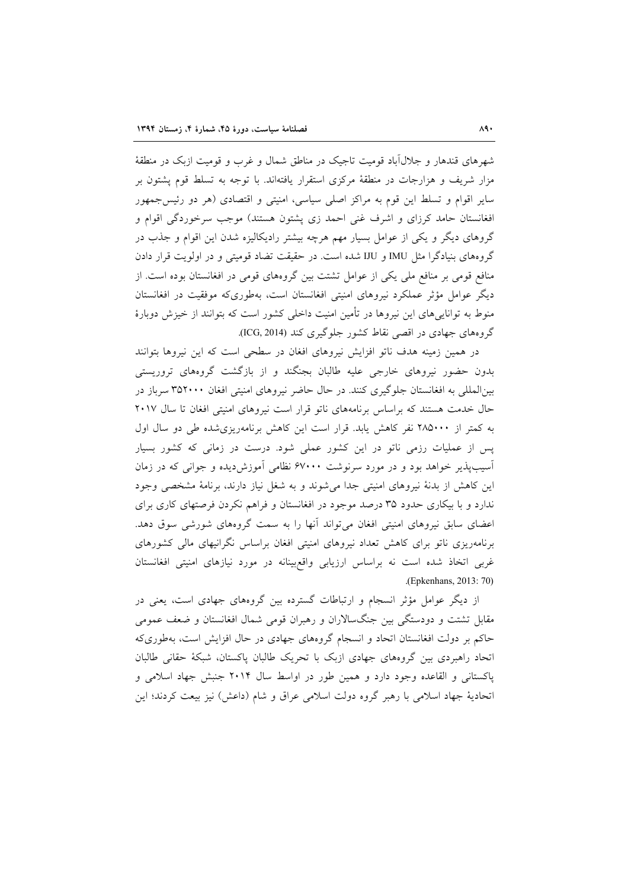شهرهای قندهار و جلال‌آباد قومیت تاجیک در مناطق شمال و غرب و قومیت ازبک در منطقهٔ مزار شریف و هزارجات در منطقهٔ مرکزی استقرار یافته‌اند. با توجه به تسلط قوم پشتون بر سایر اقوام و تسلط این قوم به مراکز اصلی سیاسی، امنیتی و اقتصادی (هر دو رئیس‌جمهور افغانستان حامد کرزای و اشرف غنی احمد زی پشتون هستند) موجب سرخوردگی اقوام و گروه‌های دیگر و یکی از عوامل بسیار مهم هرچه بیشتر رادیکالیزه شدن این اقوام و جذب در گروه‌های بنیادگرا مثل IMU و IJU شده است. در حقیقت تضاد قومیتی و در اولویت قرار دادن منافع قومی بر منافع ملی یکی از عوامل تشتت بین گروه‌های قومی در افغانستان بوده است. از دیگر عوامل مؤثر عملکرد نیروهای امنیتی افغانستان است، به‌طوری‌که موفقیت در افغانستان منوط به توانایی‌های این نیروها در تأمین امنیت داخلی کشور است که بتوانند از خیزش دوبارهٔ گروه‌های جهادی در اقصی نقاط کشور جلوگیری کند (ICG, 2014).

در همین زمینه هدف ناتو افزایش نیروهای افغان در سطحی است که این نیروها بتوانند بدون حضور نیروهای خارجی علیه طالبان بجنگند و از بازگشت گروه‌های تروریستی بین‌المللی به افغانستان جلوگیری کنند. در حال حاضر نیروهای امنیتی افغان ۳۵۲۰۰۰ سرباز در حال خدمت هستند که براساس برنامه‌های ناتو قرار است نیروهای امنیتی افغان تا سال ۲۰۱۷ به کمتر از ۲۸۵۰۰۰ نفر کاهش یابد. قرار است این کاهش برنامه‌ریزی‌شده طی دو سال اول پس از عملیات رزمی ناتو در این کشور عملی شود. درست در زمانی که کشور بسیار آسیب‌پذیر خواهد بود و در مورد سرنوشت ۶۷۰۰۰ نظامی آموزش‌دیده و جوانی که در زمان این کاهش از بدنهٔ نیروهای امنیتی جدا می‌شوند و به شغل نیاز دارند، برنامهٔ مشخصی وجود ندارد و با بیکاری حدود ۳۵ درصد موجود در افغانستان و فراهم نکردن فرصتهای کاری برای اعضای سابق نیروهای امنیتی افغان می‌تواند آنها را به سمت گروه‌های شورشی سوق دهد. برنامه‌ریزی ناتو برای کاهش تعداد نیروهای امنیتی افغان براساس نگرانیهای مالی کشورهای غربی اتخاذ شده است نه براساس ارزیابی واقع‌بینانه در مورد نیازهای امنیتی افغانستان (Epkenhans, 2013: 70).

از دیگر عوامل مؤثر انسجام و ارتباطات گسترده بین گروه‌های جهادی است، یعنی در مقابل تشتت و دودستگی بین جنگ‌سالاران و رهبران قومی شمال افغانستان و ضعف عمومی حاکم بر دولت افغانستان اتحاد و انسجام گروه‌های جهادی در حال افزایش است، به‌طوری‌که اتحاد راهبردی بین گروه‌های جهادی ازبک با تحریک طالبان پاکستان، شبکهٔ حقانی طالبان پاکستانی و القاعده وجود دارد و همین طور در اواسط سال ۲۰۱۴ جنبش جهاد اسلامی و اتحادیهٔ جهاد اسلامی با رهبر گروه دولت اسلامی عراق و شام (داعش) نیز بیعت کردند؛ این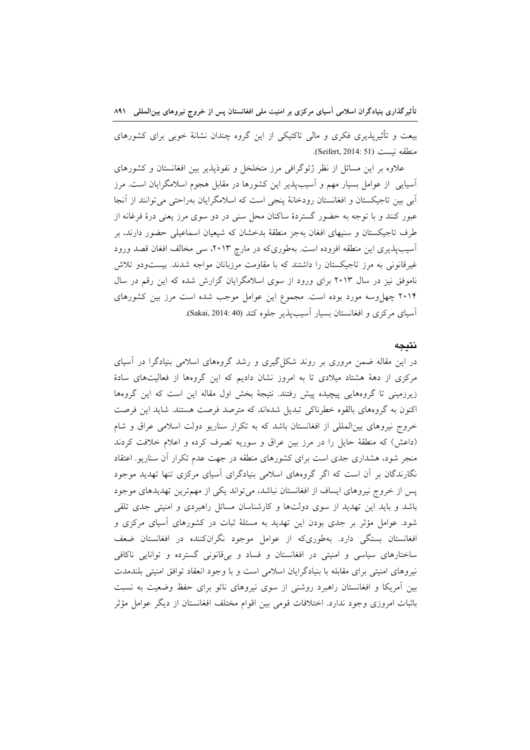بیعت و تأثیرپذیری فکری و مالی تاکتیکی از این گروه چندان نشانهٔ خوبی برای کشورهای منطقه نیست (Seifert, 2014: 51).

علاوه بر این مسائل از نظر ژئوگرافی مرز متخلخل و نفوذپذیر بین افغانستان و کشورهای آسیایی از عوامل بسیار مهم و آسیب‌پذیر این کشورها در مقابل هجوم اسلامگرایان است. مرز آبی بین تاجیکستان و افغانستان رودخانهٔ پنجی است که اسلامگرایان به‌راحتی می‌توانند از آنجا عبور کنند و با توجه به حضور گستردهٔ ساکنان محل سنی در دو سوی مرز یعنی درهٔ فرغانه از طرف تاجیکستان و سنیهای افغان به‌جز منطقهٔ بدخشان که شیعیان اسماعیلی حضور دارند، بر آسیب‌پذیری این منطقه افزوده است. به‌طوری‌که در مارچ ۲۰۱۳، سی مخالف افغان قصد ورود غیرقانونی به مرز تاجیکستان را داشتند که با مقاومت مرزبانان مواجه شدند. بیست‌ودو تلاش ناموفق نیز در سال ۲۰۱۳ برای ورود از سوی اسلامگرایان گزارش شده که این رقم در سال ۲۰۱۴ چهل‌وسه مورد بوده است. مجموع این عوامل موجب شده است مرز بین کشورهای آسیای مرکزی و افغانستان بسیار آسیب‌پذیر جلوه کند (Sakai, 2014: 40).

## نتیجه

در این مقاله ضمن مروری بر روند شکل‌گیری و رشد گروه‌های اسلامی بنیادگرا در آسیای مرکزی از دههٔ هشتاد میلادی تا به امروز نشان دادیم که این گروه‌ها از فعالیت‌های سادهٔ زیرزمینی تا گروه‌هایی پیچیده پیش رفتند. نتیجهٔ بخش اول مقاله این است که این گروه‌ها اکنون به گروه‌های بالقوه خطرناکی تبدیل شده‌اند که مترصد فرصت هستند. شاید این فرصت خروج نیروهای بین‌المللی از افغانستان باشد که به تکرار سناریو دولت اسلامی عراق و شام (داعش) که منطقهٔ حایل را در مرز بین عراق و سوریه تصرف کرده و اعلام خلافت کردند منجر شود، هشداری جدی است برای کشورهای منطقه در جهت عدم تکرار آن سناریو. اعتقاد نگارندگان بر آن است که اگر گروه‌های اسلامی بنیادگرای آسیای مرکزی تنها تهدید موجود پس از خروج نیروهای ایساف از افغانستان نباشد، می‌تواند یکی از مهم‌ترین تهدیدهای موجود باشد و باید این تهدید از سوی دولت‌ها و کارشناسان مسائل راهبردی و امنیتی جدی تلقی شود. عوامل مؤثر بر جدی بودن این تهدید به مسئلهٔ ثبات در کشورهای آسیای مرکزی و افغانستان بستگی دارد. به‌طوری‌که از عوامل موجود نگران‌کننده در افغانستان ضعف ساختارهای سیاسی و امنیتی در افغانستان و فساد و بی‌قانونی گسترده و توانایی ناکافی نیروهای امنیتی برای مقابله با بنیادگرایان اسلامی است و با وجود انعقاد توافق امنیتی بلندمدت بین آمریکا و افغانستان راهبرد روشنی از سوی نیروهای ناتو برای حفظ وضعیت به نسبت باثبات امروزی وجود ندارد. اختلافات قومی بین اقوام مختلف افغانستان از دیگر عوامل مؤثر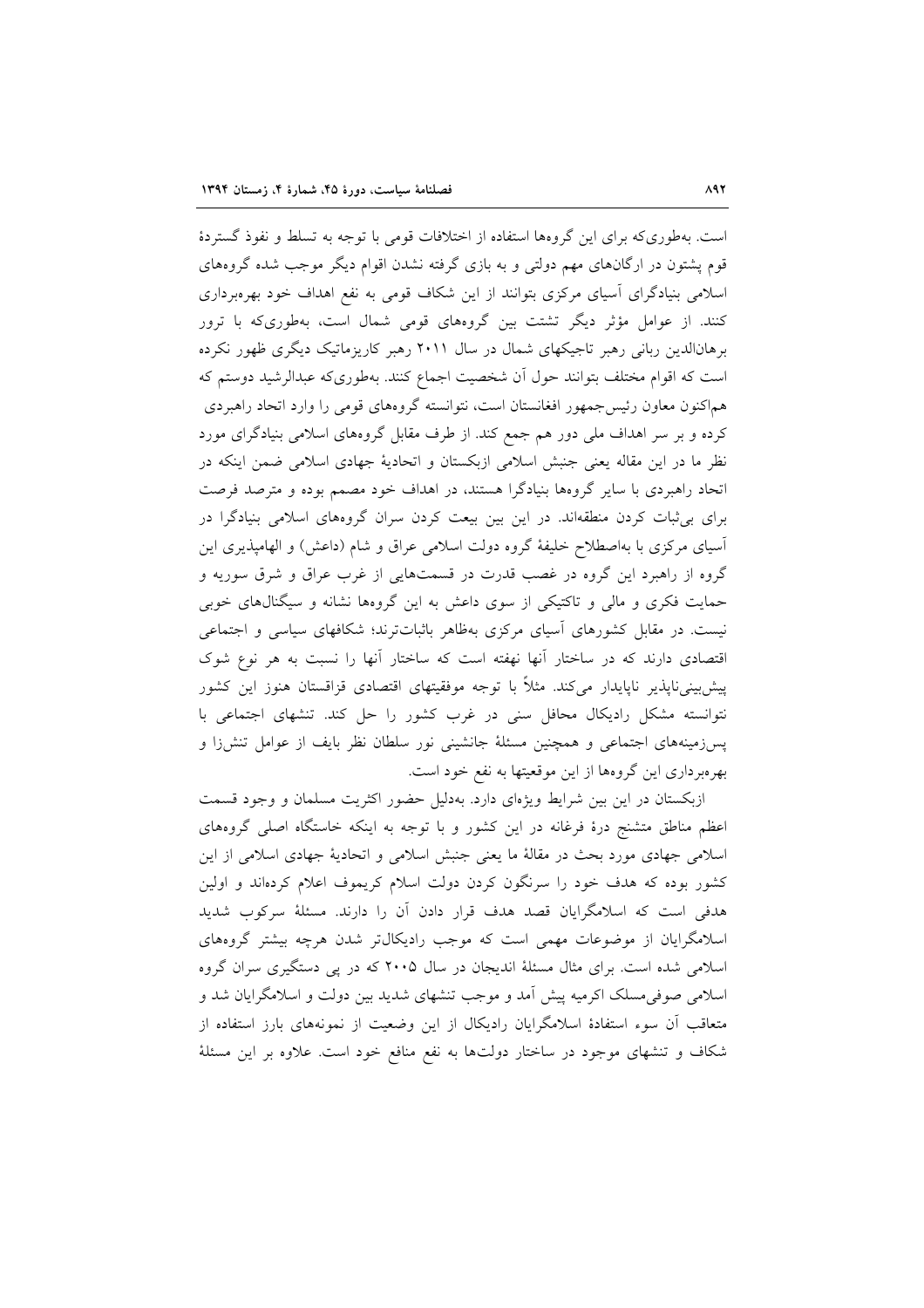است. به‌طوری‌که برای این گروه‌ها استفاده از اختلافات قومی با توجه به تسلط و نفوذ گستردهٔ قوم پشتون در ارگان‌های مهم دولتی و به بازی گرفته نشدن اقوام دیگر موجب شده گروه‌های اسلامی بنیادگرای آسیای مرکزی بتوانند از این شکاف قومی به نفع اهداف خود بهره‌برداری کنند. از عوامل مؤثر دیگر تشتت بین گروه‌های قومی شمال است، به‌طوری‌که با ترور برهان‌الدین ربانی رهبر تاجیکهای شمال در سال ۲۰۱۱ رهبر کاریزماتیک دیگری ظهور نکرده است که اقوام مختلف بتوانند حول آن شخصیت اجماع کنند. به‌طوری‌که عبدالرشید دوستم که هم‌اکنون معاون رئیس‌جمهور افغانستان است، نتوانسته گروه‌های قومی را وارد اتحاد راهبردی کرده و بر سر اهداف ملی دور هم جمع کند. از طرف مقابل گروه‌های اسلامی بنیادگرای مورد نظر ما در این مقاله یعنی جنبش اسلامی ازبکستان و اتحادیهٔ جهادی اسلامی ضمن اینکه در اتحاد راهبردی با سایر گروه‌ها بنیادگرا هستند، در اهداف خود مصمم بوده و مترصد فرصت برای بی‌ثبات کردن منطقه‌اند. در این بین بیعت کردن سران گروه‌های اسلامی بنیادگرا در آسیای مرکزی با به‌اصطلاح خلیفهٔ گروه دولت اسلامی عراق و شام (داعش) و الهام‌پذیری این گروه از راهبرد این گروه در غصب قدرت در قسمت‌هایی از غرب عراق و شرق سوریه و حمایت فکری و مالی و تاکتیکی از سوی داعش به این گروه‌ها نشانه و سیگنال‌های خوبی نیست. در مقابل کشورهای آسیای مرکزی به‌ظاهر باثبات‌ترند؛ شکافهای سیاسی و اجتماعی اقتصادی دارند که در ساختار آنها نهفته است که ساختار آنها را نسبت به هر نوع شوک پیش‌بینی‌ناپذیر ناپایدار می‌کند. مثلاً با توجه موفقیتهای اقتصادی قزاقستان هنوز این کشور نتوانسته مشکل رادیکال محافل سنی در غرب کشور را حل کند. تنشهای اجتماعی با پس‌زمینه‌های اجتماعی و همچنین مسئلهٔ جانشینی نور سلطان نظر بایف از عوامل تنش‌زا و بهره‌برداری این گروه‌ها از این موقعیتها به نفع خود است.

ازبکستان در این بین شرایط ویژه‌ای دارد. به‌دلیل حضور اکثریت مسلمان و وجود قسمت اعظم مناطق متشنج درهٔ فرغانه در این کشور و با توجه به اینکه خاستگاه اصلی گروه‌های اسلامی جهادی مورد بحث در مقالهٔ ما یعنی جنبش اسلامی و اتحادیهٔ جهادی اسلامی از این کشور بوده که هدف خود را سرنگون کردن دولت اسلام کریموف اعلام کرده‌اند و اولین هدفی است که اسلامگرایان قصد هدف قرار دادن آن را دارند. مسئلهٔ سرکوب شدید اسلامگرایان از موضوعات مهمی است که موجب رادیکال‌تر شدن هرچه بیشتر گروه‌های اسلامی شده است. برای مثال مسئلهٔ اندیجان در سال ۲۰۰۵ که در پی دستگیری سران گروه اسلامی صوفی‌مسلک اکرمیه پیش آمد و موجب تنشهای شدید بین دولت و اسلامگرایان شد و متعاقب آن سوء استفادهٔ اسلامگرایان رادیکال از این وضعیت از نمونه‌های بارز استفاده از شکاف و تنشهای موجود در ساختار دولت‌ها به نفع منافع خود است. علاوه بر این مسئلهٔ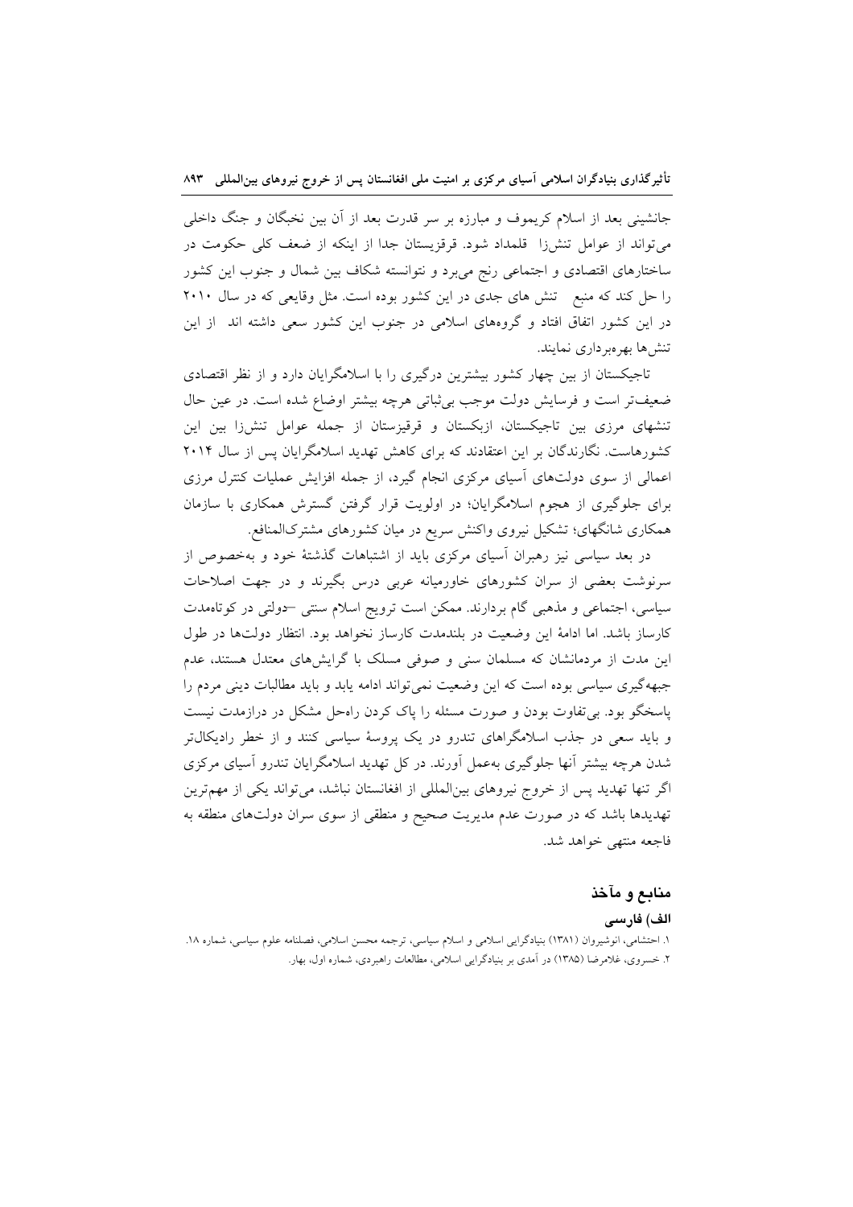جانشینی بعد از اسلام کریموف و مبارزه بر سر قدرت بعد از آن بین نخبگان و جنگ داخلی می‌تواند از عوامل تنش‌زا قلمداد شود. قرقیزستان جدا از اینکه از ضعف کلی حکومت در ساختارهای اقتصادی و اجتماعی رنج می‌برد و نتوانسته شکاف بین شمال و جنوب این کشور را حل کند که منبع تنش های جدی در این کشور بوده است. مثل وقایعی که در سال ۲۰۱۰ در این کشور اتفاق افتاد و گروه‌های اسلامی در جنوب این کشور سعی داشته اند از این تنش‌ها بهره‌برداری نمایند.

تاجیکستان از بین چهار کشور بیشترین درگیری را با اسلامگرایان دارد و از نظر اقتصادی ضعیف‌تر است و فرسایش دولت موجب بی‌ثباتی هرچه بیشتر اوضاع شده است. در عین حال تنشهای مرزی بین تاجیکستان، ازبکستان و قرقیزستان از جمله عوامل تنش‌زا بین این کشورهاست. نگارندگان بر این اعتقادند که برای کاهش تهدید اسلامگرایان پس از سال ۲۰۱۴ اعمالی از سوی دولت‌های آسیای مرکزی انجام گیرد، از جمله افزایش عملیات کنترل مرزی برای جلوگیری از هجوم اسلامگرایان؛ در اولویت قرار گرفتن گسترش همکاری با سازمان همکاری شانگهای؛ تشکیل نیروی واکنش سریع در میان کشورهای مشترک‌المنافع.

در بعد سیاسی نیز رهبران آسیای مرکزی باید از اشتباهات گذشتهٔ خود و به‌خصوص از سرنوشت بعضی از سران کشورهای خاورمیانه عربی درس بگیرند و در جهت اصلاحات سیاسی، اجتماعی و مذهبی گام بردارند. ممکن است ترویج اسلام سنتی –دولتی در کوتاه‌مدت کارساز باشد. اما ادامهٔ این وضعیت در بلندمدت کارساز نخواهد بود. انتظار دولت‌ها در طول این مدت از مردمانشان که مسلمان سنی و صوفی مسلک با گرایش‌های معتدل هستند، عدم جبهه‌گیری سیاسی بوده است که این وضعیت نمی‌تواند ادامه یابد و باید مطالبات دینی مردم را پاسخگو بود. بی‌تفاوت بودن و صورت مسئله را پاک کردن راه‌حل مشکل در درازمدت نیست و باید سعی در جذب اسلامگراهای تندرو در یک پروسهٔ سیاسی کنند و از خطر رادیکال‌تر شدن هرچه بیشتر آنها جلوگیری به‌عمل آورند. در کل تهدید اسلامگرایان تندرو آسیای مرکزی اگر تنها تهدید پس از خروج نیروهای بین‌المللی از افغانستان نباشد، می‌تواند یکی از مهم‌ترین تهدیدها باشد که در صورت عدم مدیریت صحیح و منطقی از سوی سران دولت‌های منطقه به فاجعه منتهی خواهد شد.

## منابع و مآخذ

### الف) فارسی

۱. احتشامی، انوشیروان (۱۳۸۱) بنیادگرایی اسلامی و اسلام سیاسی، ترجمه محسن اسلامی، فصلنامه علوم سیاسی، شماره ۱۸.

۲. خسروی، غلامرضا (۱۳۸۵) در آمدی بر بنیادگرایی اسلامی، مطالعات راهبردی، شماره اول، بهار.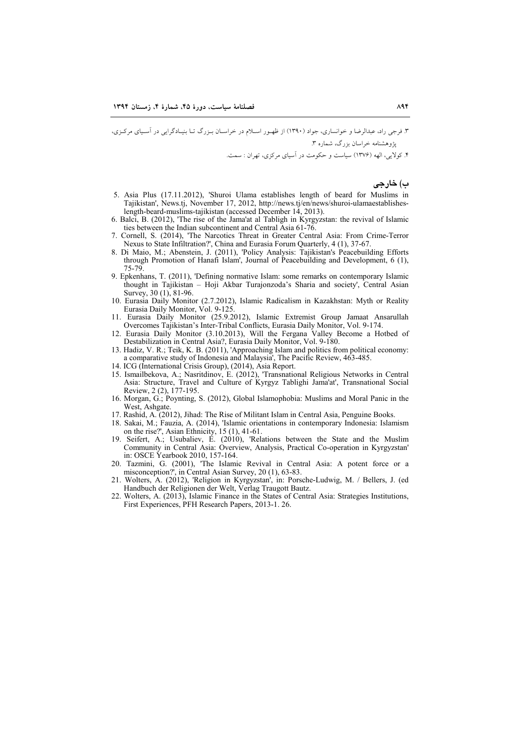۳. فرجی راد، عبدالرضا و خوانساری، جواد (۱۳۹۰) از ظهـور اسـلام در خراسـان بـزرگ تـا بنیـادگرایی در آسـیای مرکـزی، پژوهشنامه خراسان بزرگ، شماره ۳.

۴. کولایی، الهه (۱۳۷۶) سیاست و حکومت در آسیای مرکزی، تهران : سمت.

## ب) خارجی

5. Asia Plus (17.11.2012), 'Shuroi Ulama establishes length of beard for Muslims in Tajikistan', News.tj, November 17, 2012, http://news.tj/en/news/shuroi-ulamaestablishes-length-beard-muslims-tajikistan (accessed December 14, 2013).
6. Balci, B. (2012), 'The rise of the Jama'at al Tabligh in Kyrgyzstan: the revival of Islamic ties between the Indian subcontinent and Central Asia 61-76.
7. Cornell, S. (2014), 'The Narcotics Threat in Greater Central Asia: From Crime-Terror Nexus to State Infiltration?', China and Eurasia Forum Quarterly, 4 (1), 37-67.
8. Di Maio, M.; Abenstein, J. (2011), 'Policy Analysis: Tajikistan's Peacebuilding Efforts through Promotion of Hanafi Islam', Journal of Peacebuilding and Development, 6 (1), 75-79.
9. Epkenhans, T. (2011), 'Defining normative Islam: some remarks on contemporary Islamic thought in Tajikistan – Hoji Akbar Turajonzoda's Sharia and society', Central Asian Survey, 30 (1), 81-96.
10. Eurasia Daily Monitor (2.7.2012), Islamic Radicalism in Kazakhstan: Myth or Reality Eurasia Daily Monitor, Vol. 9-125.
11. Eurasia Daily Monitor (25.9.2012), Islamic Extremist Group Jamaat Ansarullah Overcomes Tajikistan's Inter-Tribal Conflicts, Eurasia Daily Monitor, Vol. 9-174.
12. Eurasia Daily Monitor (3.10.2013), Will the Fergana Valley Become a Hotbed of Destabilization in Central Asia?, Eurasia Daily Monitor, Vol. 9-180.
13. Hadiz, V. R.; Teik, K. B. (2011), 'Approaching Islam and politics from political economy: a comparative study of Indonesia and Malaysia', The Pacific Review, 463-485.
14. ICG (International Crisis Group), (2014), Asia Report.
15. Ismailbekova, A.; Nasritdinov, E. (2012), 'Transnational Religious Networks in Central Asia: Structure, Travel and Culture of Kyrgyz Tablighi Jama'at', Transnational Social Review, 2 (2), 177-195.
16. Morgan, G.; Poynting, S. (2012), Global Islamophobia: Muslims and Moral Panic in the West, Ashgate.
17. Rashid, A. (2012), Jihad: The Rise of Militant Islam in Central Asia, Penguine Books.
18. Sakai, M.; Fauzia, A. (2014), 'Islamic orientations in contemporary Indonesia: Islamism on the rise?', Asian Ethnicity, 15 (1), 41-61.
19. Seifert, A.; Usubaliev, E. (2010), 'Relations between the State and the Muslim Community in Central Asia: Overview, Analysis, Practical Co-operation in Kyrgyzstan' in: OSCE Yearbook 2010, 157-164.
20. Tazmini, G. (2001), 'The Islamic Revival in Central Asia: A potent force or a misconception?', in Central Asian Survey, 20 (1), 63-83.
21. Wolters, A. (2012), 'Religion in Kyrgyzstan', in: Porsche-Ludwig, M. / Bellers, J. (ed Handbuch der Religionen der Welt, Verlag Traugott Bautz.
22. Wolters, A. (2013), Islamic Finance in the States of Central Asia: Strategies Institutions, First Experiences, PFH Research Papers, 2013-1. 26.